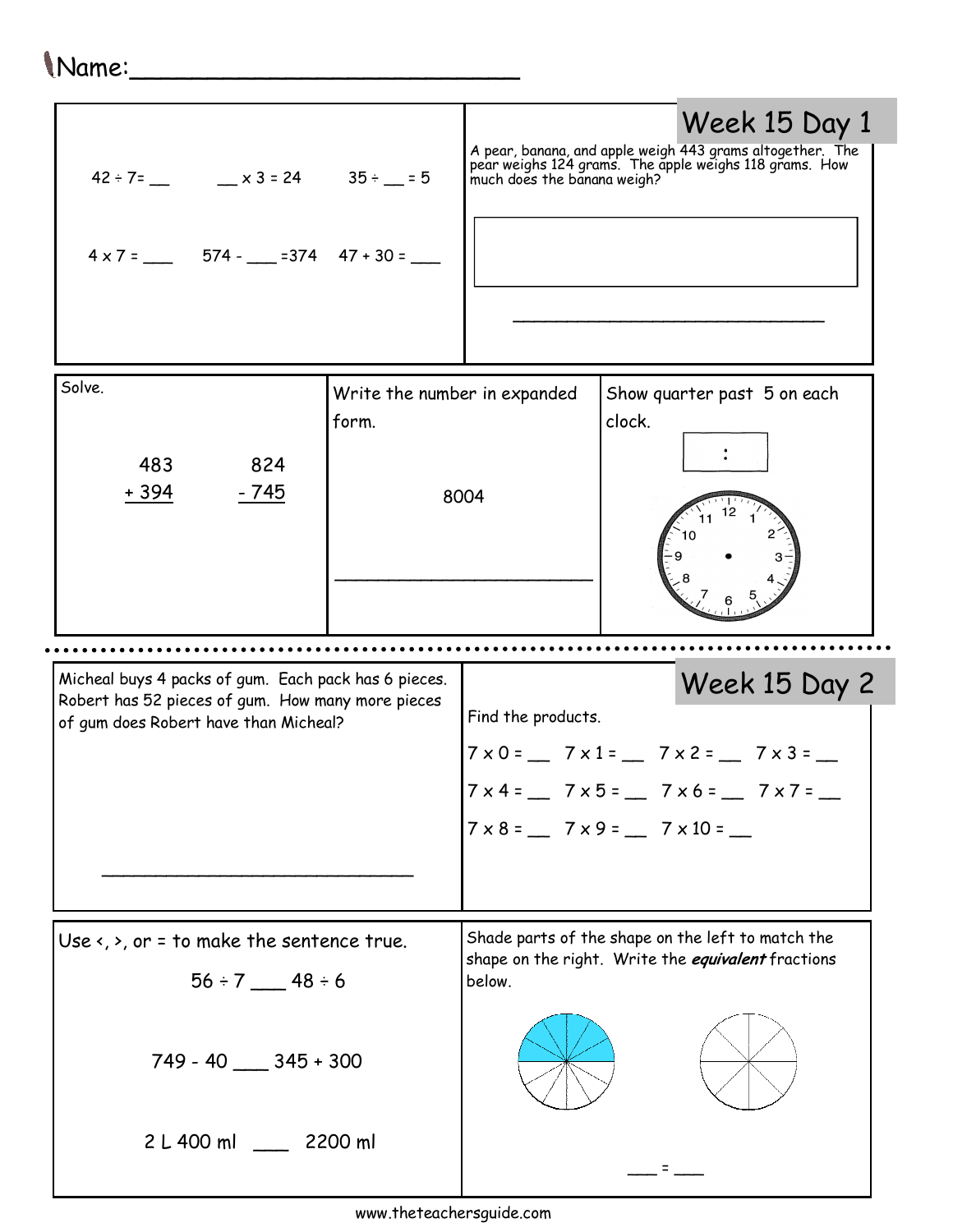Name:___________________________

## Week 15 Day 1

$42 \div 7 =$ __ &nbsp;&nbsp;&nbsp; __ $\times 3 = 24$ &nbsp;&nbsp;&nbsp; $35 \div$ __ $= 5$

$4 \times 7 =$ ___ &nbsp;&nbsp;&nbsp; $574 -$ ___ $= 374$ &nbsp;&nbsp;&nbsp; $47 + 30 =$ ___

A pear, banana, and apple weigh 443 grams altogether. The pear weighs 124 grams. The apple weighs 118 grams. How much does the banana weigh?

_______________________________

Solve.

$$\begin{array}{r} 483 \\ +\ 394 \\ \hline \end{array} \qquad \begin{array}{r} 824 \\ -\ 745 \\ \hline \end{array}$$

Write the number in expanded form.

8004

_________________________

Show quarter past 5 on each clock.

___ : ___

## Week 15 Day 2

Micheal buys 4 packs of gum. Each pack has 6 pieces. Robert has 52 pieces of gum. How many more pieces of gum does Robert have than Micheal?

_______________________________

Find the products.

$7 \times 0 =$ __ &nbsp;&nbsp; $7 \times 1 =$ __ &nbsp;&nbsp; $7 \times 2 =$ __ &nbsp;&nbsp; $7 \times 3 =$ __

$7 \times 4 =$ __ &nbsp;&nbsp; $7 \times 5 =$ __ &nbsp;&nbsp; $7 \times 6 =$ __ &nbsp;&nbsp; $7 \times 7 =$ __

$7 \times 8 =$ __ &nbsp;&nbsp; $7 \times 9 =$ __ &nbsp;&nbsp; $7 \times 10 =$ __

Use <, >, or = to make the sentence true.

$56 \div 7$ ___ $48 \div 6$

$749 - 40$ ___ $345 + 300$

2 L 400 ml ___ 2200 ml

Shade parts of the shape on the left to match the shape on the right. Write the ***equivalent*** fractions below.

___ = ___

www.theteachersguide.com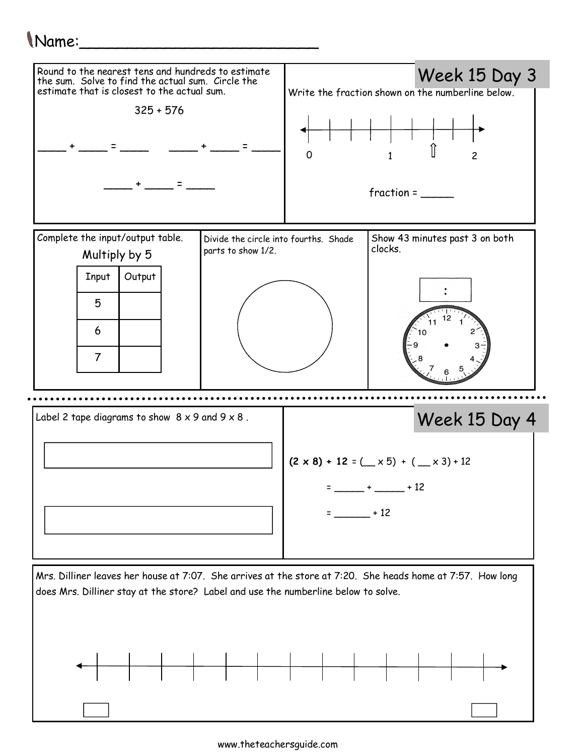Name:___________________________

## Week 15 Day 3

Round to the nearest tens and hundreds to estimate the sum. Solve to find the actual sum. Circle the estimate that is closest to the actual sum.

325 + 576

_____ + _____ = _____ _____ + _____ = _____

_____ + _____ = _____

Write the fraction shown on the numberline below.

0 1 2

fraction = _____

Complete the input/output table.

Multiply by 5

| Input | Output |
|---|---|
| 5 | |
| 6 | |
| 7 | |

Divide the circle into fourths. Shade parts to show 1/2.

Show 43 minutes past 3 on both clocks.

:

## Week 15 Day 4

Label 2 tape diagrams to show 8 x 9 and 9 x 8 .

**(2 x 8) + 12** = (__ x 5) + ( __ x 3) + 12

= _____ + _____ + 12

= ______ + 12

Mrs. Dilliner leaves her house at 7:07. She arrives at the store at 7:20. She heads home at 7:57. How long does Mrs. Dilliner stay at the store? Label and use the numberline below to solve.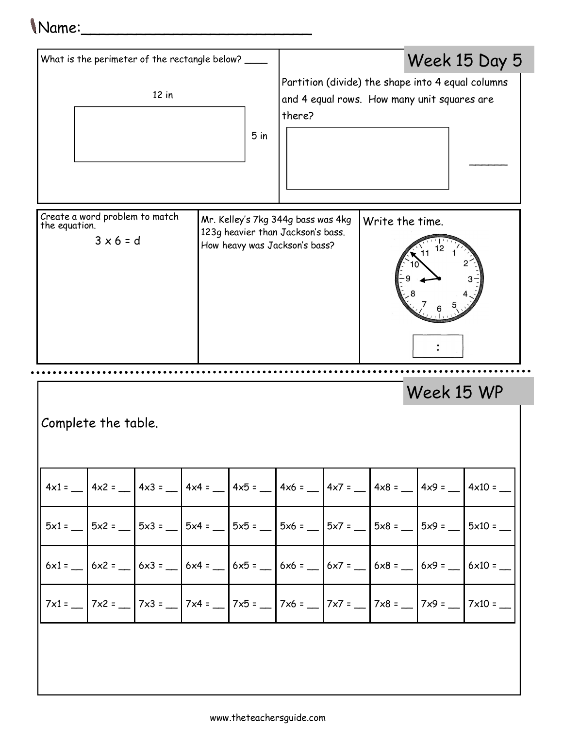Name:_________________________

## Week 15 Day 5

What is the perimeter of the rectangle below? ____

12 in

5 in

Partition (divide) the shape into 4 equal columns and 4 equal rows. How many unit squares are there?

______

Create a word problem to match the equation.

$3 \times 6 = d$

Mr. Kelley's 7kg 344g bass was 4kg 123g heavier than Jackson's bass. How heavy was Jackson's bass?

Write the time.

:

## Week 15 WP

Complete the table.

| | | | | | | | | | |
|---|---|---|---|---|---|---|---|---|---|
| 4x1 = __ | 4x2 = __ | 4x3 = __ | 4x4 = __ | 4x5 = __ | 4x6 = __ | 4x7 = __ | 4x8 = __ | 4x9 = __ | 4x10 = __ |
| 5x1 = __ | 5x2 = __ | 5x3 = __ | 5x4 = __ | 5x5 = __ | 5x6 = __ | 5x7 = __ | 5x8 = __ | 5x9 = __ | 5x10 = __ |
| 6x1 = __ | 6x2 = __ | 6x3 = __ | 6x4 = __ | 6x5 = __ | 6x6 = __ | 6x7 = __ | 6x8 = __ | 6x9 = __ | 6x10 = __ |
| 7x1 = __ | 7x2 = __ | 7x3 = __ | 7x4 = __ | 7x5 = __ | 7x6 = __ | 7x7 = __ | 7x8 = __ | 7x9 = __ | 7x10 = __ |

www.theteachersguide.com